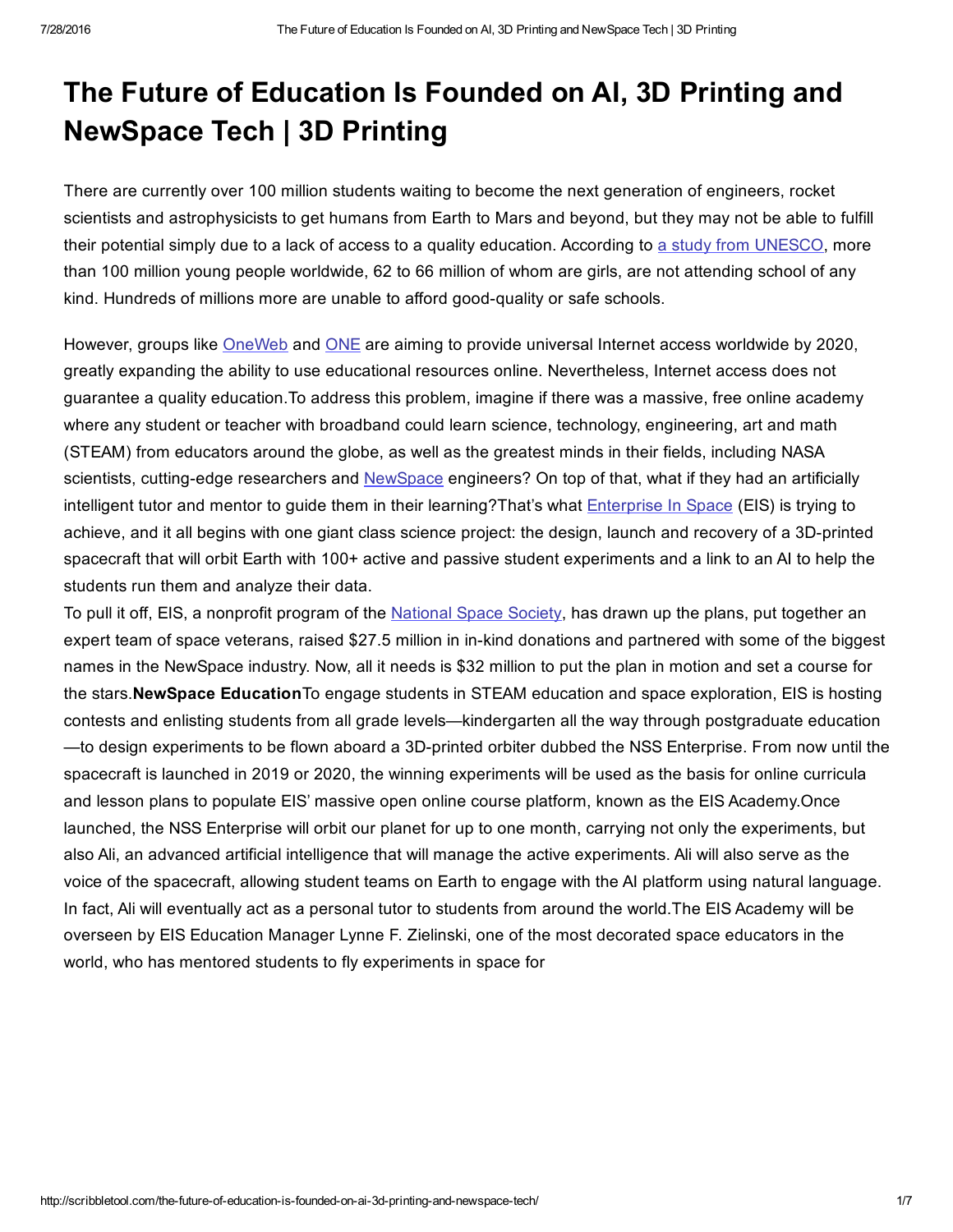# The Future of Education Is Founded on AI, 3D Printing and NewSpace Tech | 3D Printing

There are currently over 100 million students waiting to become the next generation of engineers, rocket scientists and astrophysicists to get humans from Earth to Mars and beyond, but they may not be able to fulfill their potential simply due to a lack of access to a quality education. According to a study from UNESCO, more than 100 million young people worldwide, 62 to 66 million of whom are girls, are not attending school of any kind. Hundreds of millions more are unable to afford good-quality or safe schools.

However, groups like OneWeb and ONE are aiming to provide universal Internet access worldwide by 2020, greatly expanding the ability to use educational resources online. Nevertheless, Internet access does not guarantee a quality education.To address this problem, imagine if there was a massive, free online academy where any student or teacher with broadband could learn science, technology, engineering, art and math (STEAM) from educators around the globe, as well as the greatest minds in their fields, including NASA scientists, cutting-edge researchers and NewSpace engineers? On top of that, what if they had an artificially intelligent tutor and mentor to guide them in their learning?That's what Enterprise In Space (EIS) is trying to achieve, and it all begins with one giant class science project: the design, launch and recovery of a 3D-printed spacecraft that will orbit Earth with 100+ active and passive student experiments and a link to an AI to help the students run them and analyze their data.

To pull it off, EIS, a nonprofit program of the National Space Society, has drawn up the plans, put together an expert team of space veterans, raised $27.5 million in in-kind donations and partnered with some of the biggest names in the NewSpace industry. Now, all it needs is $32 million to put the plan in motion and set a course for the stars.**NewSpace Education**To engage students in STEAM education and space exploration, EIS is hosting contests and enlisting students from all grade levels—kindergarten all the way through postgraduate education—to design experiments to be flown aboard a 3D-printed orbiter dubbed the NSS Enterprise. From now until the spacecraft is launched in 2019 or 2020, the winning experiments will be used as the basis for online curricula and lesson plans to populate EIS' massive open online course platform, known as the EIS Academy.Once launched, the NSS Enterprise will orbit our planet for up to one month, carrying not only the experiments, but also Ali, an advanced artificial intelligence that will manage the active experiments. Ali will also serve as the voice of the spacecraft, allowing student teams on Earth to engage with the AI platform using natural language. In fact, Ali will eventually act as a personal tutor to students from around the world.The EIS Academy will be overseen by EIS Education Manager Lynne F. Zielinski, one of the most decorated space educators in the world, who has mentored students to fly experiments in space for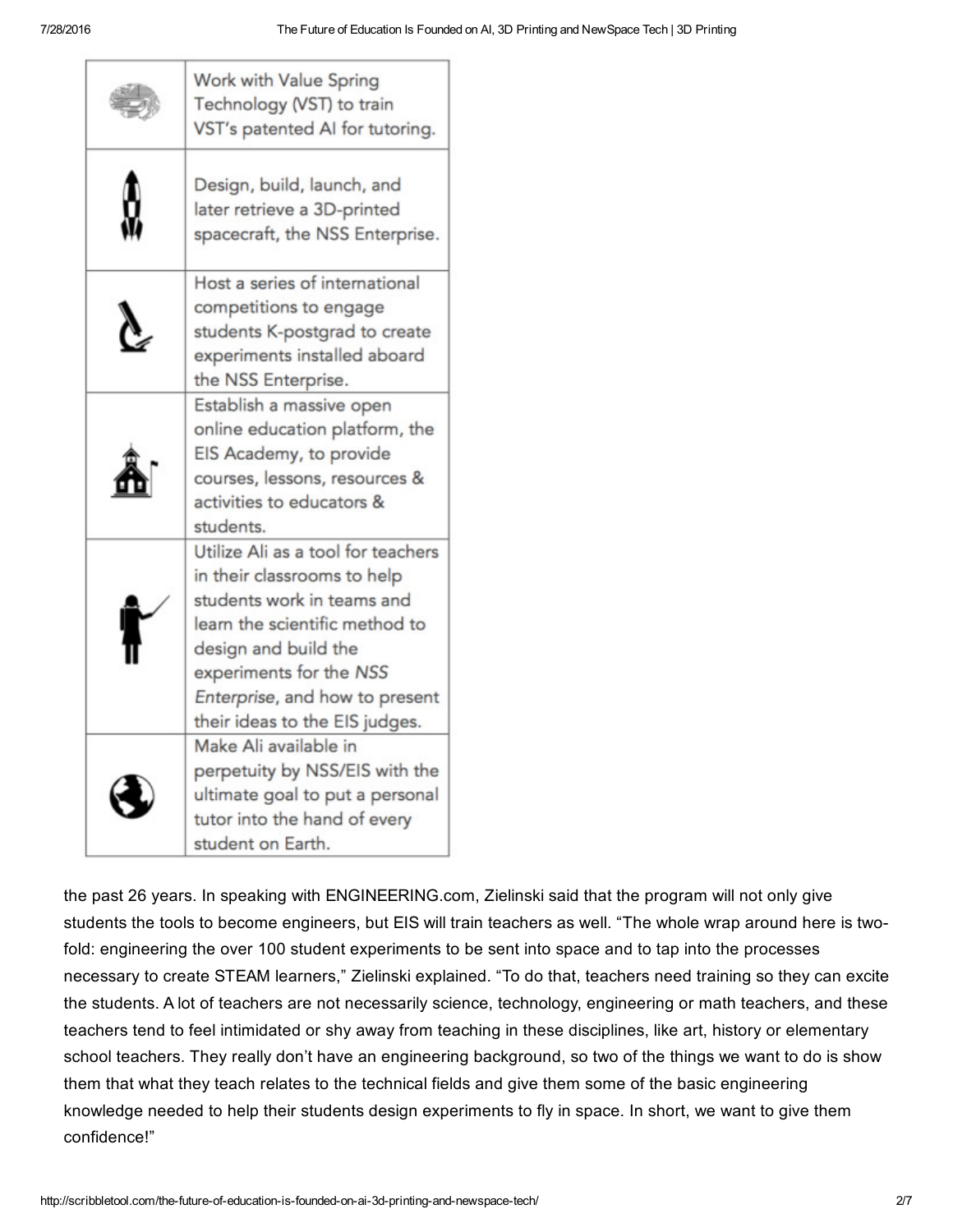| | |
|---|---|
| | Work with Value Spring Technology (VST) to train VST's patented AI for tutoring. |
| | Design, build, launch, and later retrieve a 3D-printed spacecraft, the NSS Enterprise. |
| | Host a series of international competitions to engage students K-postgrad to create experiments installed aboard the NSS Enterprise. |
| | Establish a massive open online education platform, the EIS Academy, to provide courses, lessons, resources & activities to educators & students. |
| | Utilize Ali as a tool for teachers in their classrooms to help students work in teams and learn the scientific method to design and build the experiments for the *NSS Enterprise*, and how to present their ideas to the EIS judges. |
| | Make Ali available in perpetuity by NSS/EIS with the ultimate goal to put a personal tutor into the hand of every student on Earth. |

the past 26 years. In speaking with ENGINEERING.com, Zielinski said that the program will not only give students the tools to become engineers, but EIS will train teachers as well. "The whole wrap around here is two-fold: engineering the over 100 student experiments to be sent into space and to tap into the processes necessary to create STEAM learners," Zielinski explained. "To do that, teachers need training so they can excite the students. A lot of teachers are not necessarily science, technology, engineering or math teachers, and these teachers tend to feel intimidated or shy away from teaching in these disciplines, like art, history or elementary school teachers. They really don't have an engineering background, so two of the things we want to do is show them that what they teach relates to the technical fields and give them some of the basic engineering knowledge needed to help their students design experiments to fly in space. In short, we want to give them confidence!"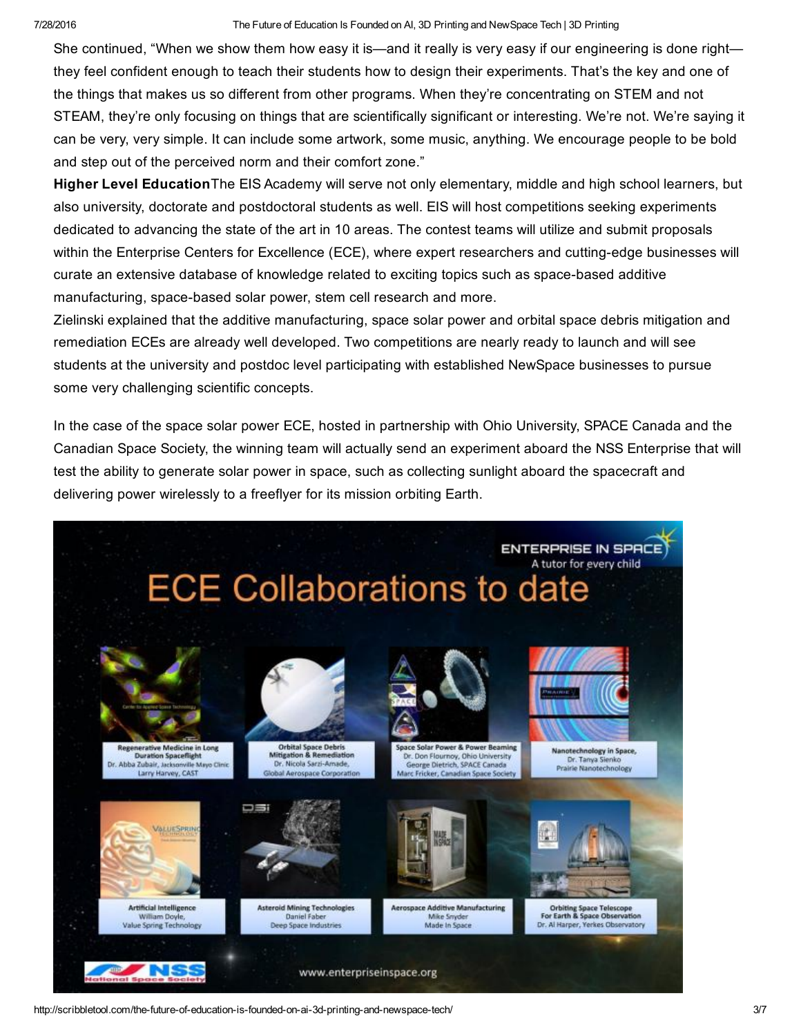She continued, "When we show them how easy it is—and it really is very easy if our engineering is done right—they feel confident enough to teach their students how to design their experiments. That's the key and one of the things that makes us so different from other programs. When they're concentrating on STEM and not STEAM, they're only focusing on things that are scientifically significant or interesting. We're not. We're saying it can be very, very simple. It can include some artwork, some music, anything. We encourage people to be bold and step out of the perceived norm and their comfort zone."

**Higher Level Education**The EIS Academy will serve not only elementary, middle and high school learners, but also university, doctorate and postdoctoral students as well. EIS will host competitions seeking experiments dedicated to advancing the state of the art in 10 areas. The contest teams will utilize and submit proposals within the Enterprise Centers for Excellence (ECE), where expert researchers and cutting-edge businesses will curate an extensive database of knowledge related to exciting topics such as space-based additive manufacturing, space-based solar power, stem cell research and more.

Zielinski explained that the additive manufacturing, space solar power and orbital space debris mitigation and remediation ECEs are already well developed. Two competitions are nearly ready to launch and will see students at the university and postdoc level participating with established NewSpace businesses to pursue some very challenging scientific concepts.

In the case of the space solar power ECE, hosted in partnership with Ohio University, SPACE Canada and the Canadian Space Society, the winning team will actually send an experiment aboard the NSS Enterprise that will test the ability to generate solar power in space, such as collecting sunlight aboard the spacecraft and delivering power wirelessly to a freeflyer for its mission orbiting Earth.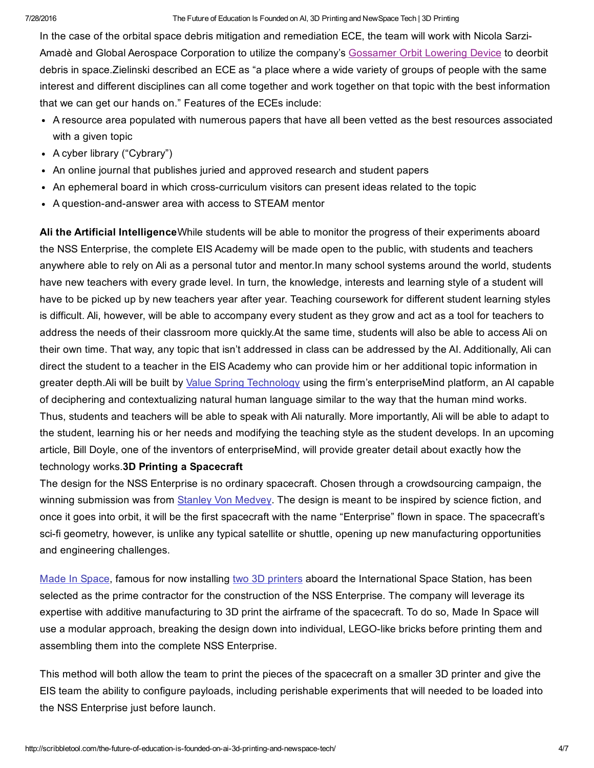In the case of the orbital space debris mitigation and remediation ECE, the team will work with Nicola Sarzi-Amadè and Global Aerospace Corporation to utilize the company's Gossamer Orbit Lowering Device to deorbit debris in space.Zielinski described an ECE as "a place where a wide variety of groups of people with the same interest and different disciplines can all come together and work together on that topic with the best information that we can get our hands on." Features of the ECEs include:

- A resource area populated with numerous papers that have all been vetted as the best resources associated with a given topic
- A cyber library ("Cybrary")
- An online journal that publishes juried and approved research and student papers
- An ephemeral board in which cross-curriculum visitors can present ideas related to the topic
- A question-and-answer area with access to STEAM mentor

**Ali the Artificial Intelligence**While students will be able to monitor the progress of their experiments aboard the NSS Enterprise, the complete EIS Academy will be made open to the public, with students and teachers anywhere able to rely on Ali as a personal tutor and mentor.In many school systems around the world, students have new teachers with every grade level. In turn, the knowledge, interests and learning style of a student will have to be picked up by new teachers year after year. Teaching coursework for different student learning styles is difficult. Ali, however, will be able to accompany every student as they grow and act as a tool for teachers to address the needs of their classroom more quickly.At the same time, students will also be able to access Ali on their own time. That way, any topic that isn't addressed in class can be addressed by the AI. Additionally, Ali can direct the student to a teacher in the EIS Academy who can provide him or her additional topic information in greater depth.Ali will be built by Value Spring Technology using the firm's enterpriseMind platform, an AI capable of deciphering and contextualizing natural human language similar to the way that the human mind works. Thus, students and teachers will be able to speak with Ali naturally. More importantly, Ali will be able to adapt to the student, learning his or her needs and modifying the teaching style as the student develops. In an upcoming article, Bill Doyle, one of the inventors of enterpriseMind, will provide greater detail about exactly how the technology works.**3D Printing a Spacecraft**

The design for the NSS Enterprise is no ordinary spacecraft. Chosen through a crowdsourcing campaign, the winning submission was from Stanley Von Medvey. The design is meant to be inspired by science fiction, and once it goes into orbit, it will be the first spacecraft with the name "Enterprise" flown in space. The spacecraft's sci-fi geometry, however, is unlike any typical satellite or shuttle, opening up new manufacturing opportunities and engineering challenges.

Made In Space, famous for now installing two 3D printers aboard the International Space Station, has been selected as the prime contractor for the construction of the NSS Enterprise. The company will leverage its expertise with additive manufacturing to 3D print the airframe of the spacecraft. To do so, Made In Space will use a modular approach, breaking the design down into individual, LEGO-like bricks before printing them and assembling them into the complete NSS Enterprise.

This method will both allow the team to print the pieces of the spacecraft on a smaller 3D printer and give the EIS team the ability to configure payloads, including perishable experiments that will needed to be loaded into the NSS Enterprise just before launch.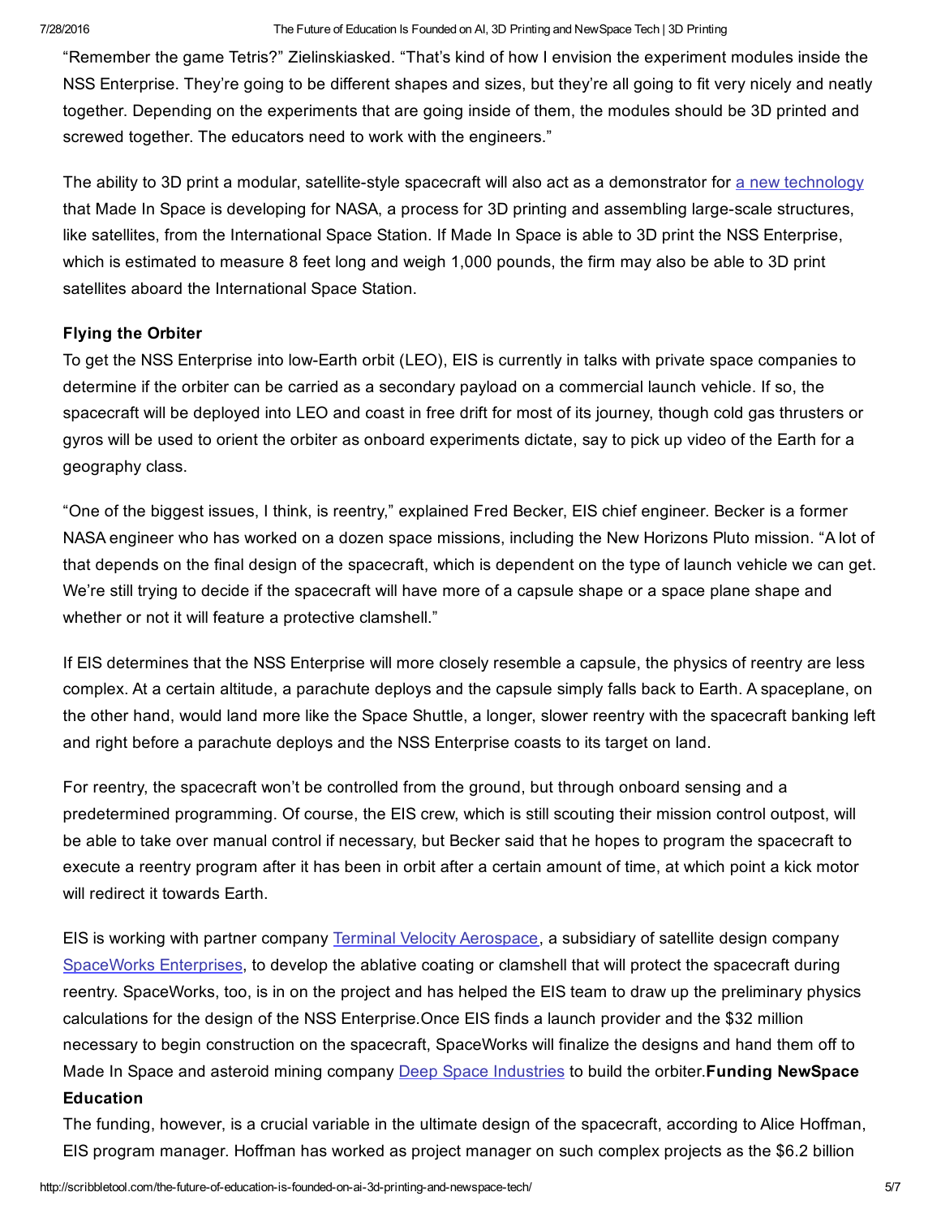"Remember the game Tetris?" Zielinskiasked. "That's kind of how I envision the experiment modules inside the NSS Enterprise. They're going to be different shapes and sizes, but they're all going to fit very nicely and neatly together. Depending on the experiments that are going inside of them, the modules should be 3D printed and screwed together. The educators need to work with the engineers."

The ability to 3D print a modular, satellite-style spacecraft will also act as a demonstrator for a new technology that Made In Space is developing for NASA, a process for 3D printing and assembling large-scale structures, like satellites, from the International Space Station. If Made In Space is able to 3D print the NSS Enterprise, which is estimated to measure 8 feet long and weigh 1,000 pounds, the firm may also be able to 3D print satellites aboard the International Space Station.

**Flying the Orbiter**

To get the NSS Enterprise into low-Earth orbit (LEO), EIS is currently in talks with private space companies to determine if the orbiter can be carried as a secondary payload on a commercial launch vehicle. If so, the spacecraft will be deployed into LEO and coast in free drift for most of its journey, though cold gas thrusters or gyros will be used to orient the orbiter as onboard experiments dictate, say to pick up video of the Earth for a geography class.

"One of the biggest issues, I think, is reentry," explained Fred Becker, EIS chief engineer. Becker is a former NASA engineer who has worked on a dozen space missions, including the New Horizons Pluto mission. "A lot of that depends on the final design of the spacecraft, which is dependent on the type of launch vehicle we can get. We're still trying to decide if the spacecraft will have more of a capsule shape or a space plane shape and whether or not it will feature a protective clamshell."

If EIS determines that the NSS Enterprise will more closely resemble a capsule, the physics of reentry are less complex. At a certain altitude, a parachute deploys and the capsule simply falls back to Earth. A spaceplane, on the other hand, would land more like the Space Shuttle, a longer, slower reentry with the spacecraft banking left and right before a parachute deploys and the NSS Enterprise coasts to its target on land.

For reentry, the spacecraft won't be controlled from the ground, but through onboard sensing and a predetermined programming. Of course, the EIS crew, which is still scouting their mission control outpost, will be able to take over manual control if necessary, but Becker said that he hopes to program the spacecraft to execute a reentry program after it has been in orbit after a certain amount of time, at which point a kick motor will redirect it towards Earth.

EIS is working with partner company Terminal Velocity Aerospace, a subsidiary of satellite design company SpaceWorks Enterprises, to develop the ablative coating or clamshell that will protect the spacecraft during reentry. SpaceWorks, too, is in on the project and has helped the EIS team to draw up the preliminary physics calculations for the design of the NSS Enterprise.Once EIS finds a launch provider and the $32 million necessary to begin construction on the spacecraft, SpaceWorks will finalize the designs and hand them off to Made In Space and asteroid mining company Deep Space Industries to build the orbiter.

**Funding NewSpace Education**

The funding, however, is a crucial variable in the ultimate design of the spacecraft, according to Alice Hoffman, EIS program manager. Hoffman has worked as project manager on such complex projects as the $6.2 billion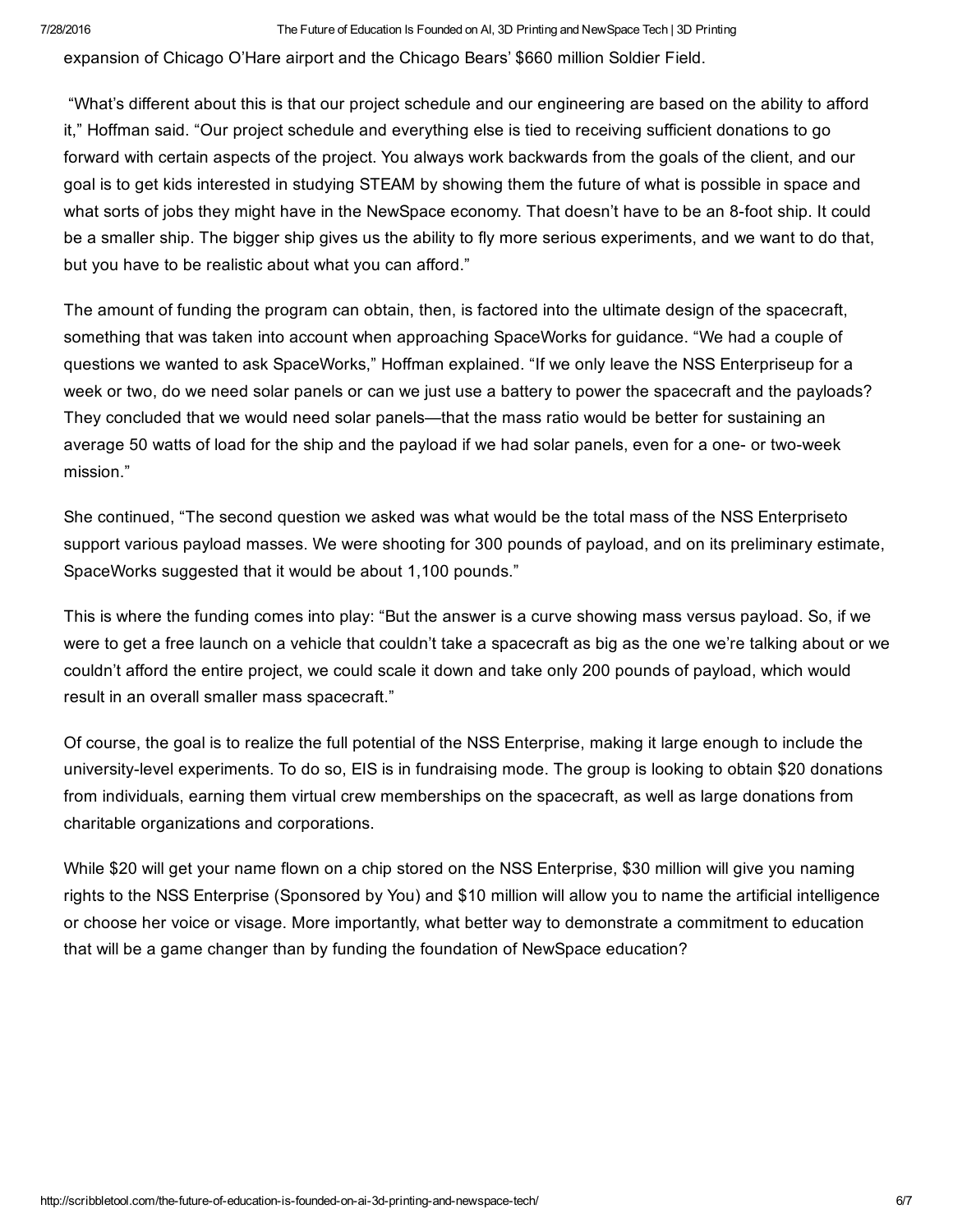expansion of Chicago O'Hare airport and the Chicago Bears' $660 million Soldier Field.

"What's different about this is that our project schedule and our engineering are based on the ability to afford it," Hoffman said. "Our project schedule and everything else is tied to receiving sufficient donations to go forward with certain aspects of the project. You always work backwards from the goals of the client, and our goal is to get kids interested in studying STEAM by showing them the future of what is possible in space and what sorts of jobs they might have in the NewSpace economy. That doesn't have to be an 8-foot ship. It could be a smaller ship. The bigger ship gives us the ability to fly more serious experiments, and we want to do that, but you have to be realistic about what you can afford."

The amount of funding the program can obtain, then, is factored into the ultimate design of the spacecraft, something that was taken into account when approaching SpaceWorks for guidance. "We had a couple of questions we wanted to ask SpaceWorks," Hoffman explained. "If we only leave the NSS Enterpriseup for a week or two, do we need solar panels or can we just use a battery to power the spacecraft and the payloads? They concluded that we would need solar panels—that the mass ratio would be better for sustaining an average 50 watts of load for the ship and the payload if we had solar panels, even for a one- or two-week mission."

She continued, "The second question we asked was what would be the total mass of the NSS Enterpriseto support various payload masses. We were shooting for 300 pounds of payload, and on its preliminary estimate, SpaceWorks suggested that it would be about 1,100 pounds."

This is where the funding comes into play: "But the answer is a curve showing mass versus payload. So, if we were to get a free launch on a vehicle that couldn't take a spacecraft as big as the one we're talking about or we couldn't afford the entire project, we could scale it down and take only 200 pounds of payload, which would result in an overall smaller mass spacecraft."

Of course, the goal is to realize the full potential of the NSS Enterprise, making it large enough to include the university-level experiments. To do so, EIS is in fundraising mode. The group is looking to obtain $20 donations from individuals, earning them virtual crew memberships on the spacecraft, as well as large donations from charitable organizations and corporations.

While $20 will get your name flown on a chip stored on the NSS Enterprise, $30 million will give you naming rights to the NSS Enterprise (Sponsored by You) and $10 million will allow you to name the artificial intelligence or choose her voice or visage. More importantly, what better way to demonstrate a commitment to education that will be a game changer than by funding the foundation of NewSpace education?